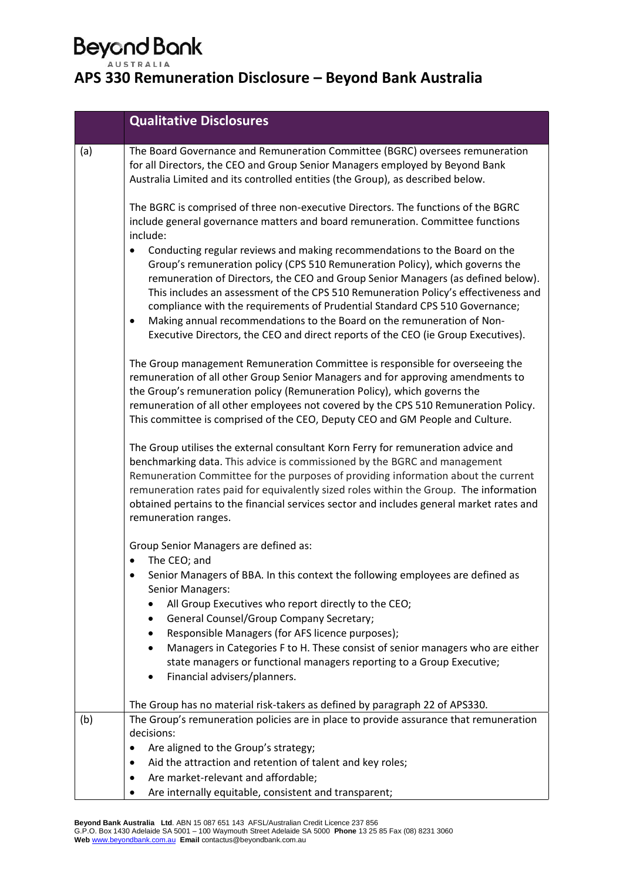# Beyond Bank

AUSTRALIA

# APS 330 Remuneration Disclosure – Beyond Bank Australia

| | Qualitative Disclosures |
|---|---|
| (a) | The Board Governance and Remuneration Committee (BGRC) oversees remuneration for all Directors, the CEO and Group Senior Managers employed by Beyond Bank Australia Limited and its controlled entities (the Group), as described below.<br><br>The BGRC is comprised of three non-executive Directors. The functions of the BGRC include general governance matters and board remuneration. Committee functions include:<br>• Conducting regular reviews and making recommendations to the Board on the Group's remuneration policy (CPS 510 Remuneration Policy), which governs the remuneration of Directors, the CEO and Group Senior Managers (as defined below). This includes an assessment of the CPS 510 Remuneration Policy's effectiveness and compliance with the requirements of Prudential Standard CPS 510 Governance;<br>• Making annual recommendations to the Board on the remuneration of Non-Executive Directors, the CEO and direct reports of the CEO (ie Group Executives).<br><br>The Group management Remuneration Committee is responsible for overseeing the remuneration of all other Group Senior Managers and for approving amendments to the Group's remuneration policy (Remuneration Policy), which governs the remuneration of all other employees not covered by the CPS 510 Remuneration Policy. This committee is comprised of the CEO, Deputy CEO and GM People and Culture.<br><br>The Group utilises the external consultant Korn Ferry for remuneration advice and benchmarking data. This advice is commissioned by the BGRC and management Remuneration Committee for the purposes of providing information about the current remuneration rates paid for equivalently sized roles within the Group. The information obtained pertains to the financial services sector and includes general market rates and remuneration ranges.<br><br>Group Senior Managers are defined as:<br>• The CEO; and<br>• Senior Managers of BBA. In this context the following employees are defined as Senior Managers:<br>&nbsp;&nbsp;&nbsp;&nbsp;• All Group Executives who report directly to the CEO;<br>&nbsp;&nbsp;&nbsp;&nbsp;• General Counsel/Group Company Secretary;<br>&nbsp;&nbsp;&nbsp;&nbsp;• Responsible Managers (for AFS licence purposes);<br>&nbsp;&nbsp;&nbsp;&nbsp;• Managers in Categories F to H. These consist of senior managers who are either state managers or functional managers reporting to a Group Executive;<br>&nbsp;&nbsp;&nbsp;&nbsp;• Financial advisers/planners.<br><br>The Group has no material risk-takers as defined by paragraph 22 of APS330. |
| (b) | The Group's remuneration policies are in place to provide assurance that remuneration decisions:<br>• Are aligned to the Group's strategy;<br>• Aid the attraction and retention of talent and key roles;<br>• Are market-relevant and affordable;<br>• Are internally equitable, consistent and transparent; |

**Beyond Bank Australia Ltd**. ABN 15 087 651 143 AFSL/Australian Credit Licence 237 856
G.P.O. Box 1430 Adelaide SA 5001 – 100 Waymouth Street Adelaide SA 5000 **Phone** 13 25 85 Fax (08) 8231 3060
**Web** www.beyondbank.com.au **Email** contactus@beyondbank.com.au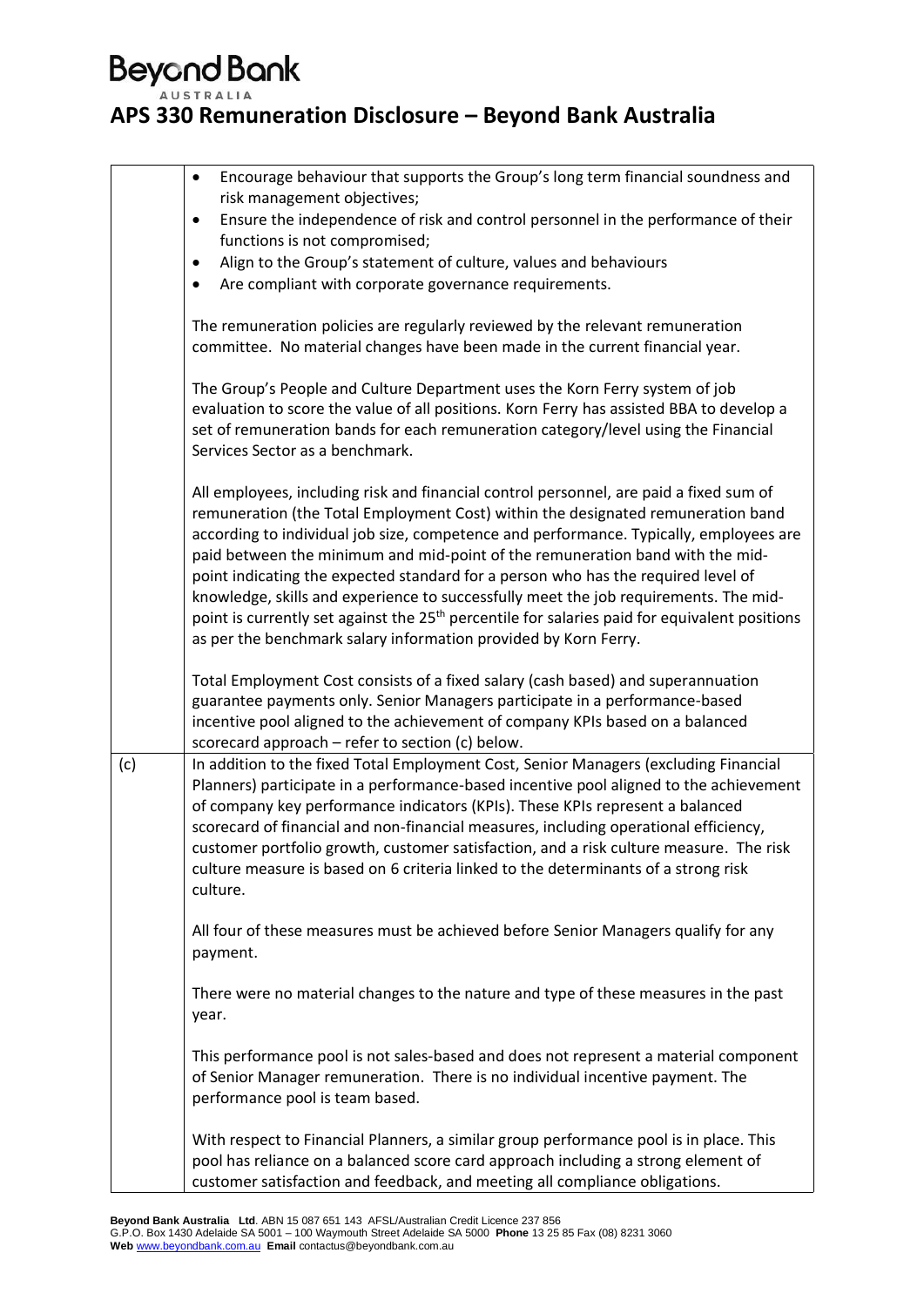| | |
|---|---|
| | • Encourage behaviour that supports the Group's long term financial soundness and risk management objectives;<br>• Ensure the independence of risk and control personnel in the performance of their functions is not compromised;<br>• Align to the Group's statement of culture, values and behaviours<br>• Are compliant with corporate governance requirements.<br><br>The remuneration policies are regularly reviewed by the relevant remuneration committee. No material changes have been made in the current financial year.<br><br>The Group's People and Culture Department uses the Korn Ferry system of job evaluation to score the value of all positions. Korn Ferry has assisted BBA to develop a set of remuneration bands for each remuneration category/level using the Financial Services Sector as a benchmark.<br><br>All employees, including risk and financial control personnel, are paid a fixed sum of remuneration (the Total Employment Cost) within the designated remuneration band according to individual job size, competence and performance. Typically, employees are paid between the minimum and mid-point of the remuneration band with the mid-point indicating the expected standard for a person who has the required level of knowledge, skills and experience to successfully meet the job requirements. The mid-point is currently set against the 25th percentile for salaries paid for equivalent positions as per the benchmark salary information provided by Korn Ferry.<br><br>Total Employment Cost consists of a fixed salary (cash based) and superannuation guarantee payments only. Senior Managers participate in a performance-based incentive pool aligned to the achievement of company KPIs based on a balanced scorecard approach – refer to section (c) below. |
| (c) | In addition to the fixed Total Employment Cost, Senior Managers (excluding Financial Planners) participate in a performance-based incentive pool aligned to the achievement of company key performance indicators (KPIs). These KPIs represent a balanced scorecard of financial and non-financial measures, including operational efficiency, customer portfolio growth, customer satisfaction, and a risk culture measure. The risk culture measure is based on 6 criteria linked to the determinants of a strong risk culture.<br><br>All four of these measures must be achieved before Senior Managers qualify for any payment.<br><br>There were no material changes to the nature and type of these measures in the past year.<br><br>This performance pool is not sales-based and does not represent a material component of Senior Manager remuneration. There is no individual incentive payment. The performance pool is team based.<br><br>With respect to Financial Planners, a similar group performance pool is in place. This pool has reliance on a balanced score card approach including a strong element of customer satisfaction and feedback, and meeting all compliance obligations. |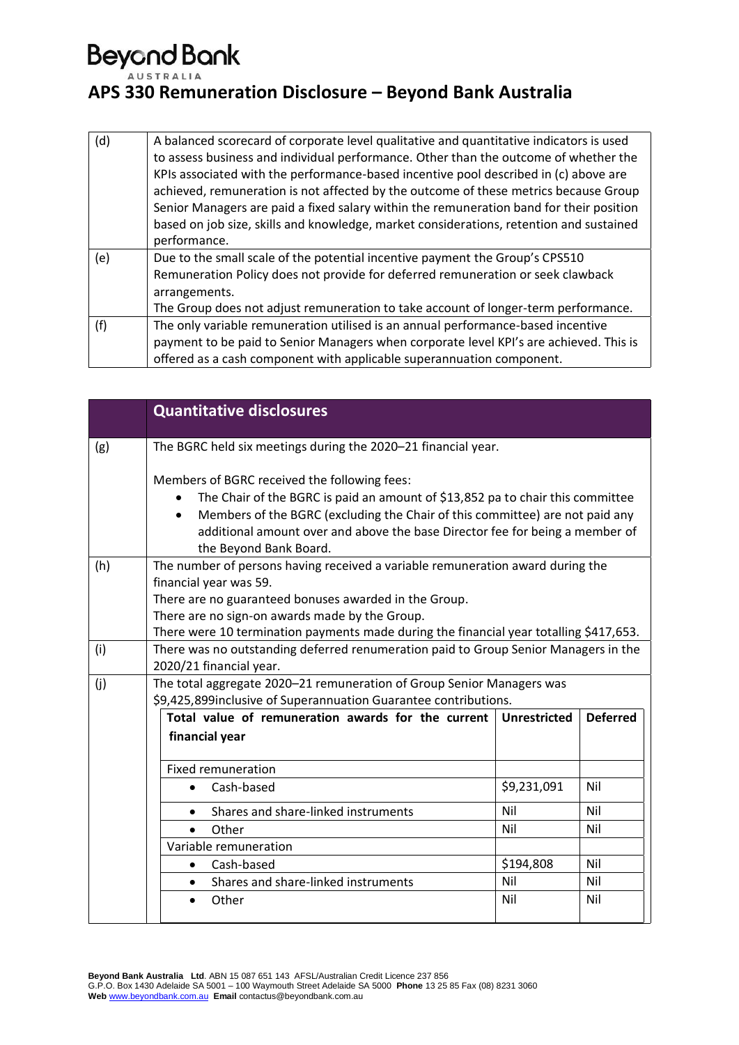| | |
|---|---|
| (d) | A balanced scorecard of corporate level qualitative and quantitative indicators is used to assess business and individual performance. Other than the outcome of whether the KPIs associated with the performance-based incentive pool described in (c) above are achieved, remuneration is not affected by the outcome of these metrics because Group Senior Managers are paid a fixed salary within the remuneration band for their position based on job size, skills and knowledge, market considerations, retention and sustained performance. |
| (e) | Due to the small scale of the potential incentive payment the Group's CPS510 Remuneration Policy does not provide for deferred remuneration or seek clawback arrangements.<br>The Group does not adjust remuneration to take account of longer-term performance. |
| (f) | The only variable remuneration utilised is an annual performance-based incentive payment to be paid to Senior Managers when corporate level KPI's are achieved. This is offered as a cash component with applicable superannuation component. |

| | **Quantitative disclosures** |
|---|---|
| (g) | The BGRC held six meetings during the 2020–21 financial year.<br><br>Members of BGRC received the following fees:<br>• The Chair of the BGRC is paid an amount of $13,852 pa to chair this committee<br>• Members of the BGRC (excluding the Chair of this committee) are not paid any additional amount over and above the base Director fee for being a member of the Beyond Bank Board. |
| (h) | The number of persons having received a variable remuneration award during the financial year was 59.<br>There are no guaranteed bonuses awarded in the Group.<br>There are no sign-on awards made by the Group.<br>There were 10 termination payments made during the financial year totalling $417,653. |
| (i) | There was no outstanding deferred renumeration paid to Group Senior Managers in the 2020/21 financial year. |
| (j) | The total aggregate 2020–21 remuneration of Group Senior Managers was $9,425,899inclusive of Superannuation Guarantee contributions. |

| Total value of remuneration awards for the current financial year | Unrestricted | Deferred |
|---|---|---|
| Fixed remuneration | | |
| • Cash-based | $9,231,091 | Nil |
| • Shares and share-linked instruments | Nil | Nil |
| • Other | Nil | Nil |
| Variable remuneration | | |
| • Cash-based | $194,808 | Nil |
| • Shares and share-linked instruments | Nil | Nil |
| • Other | Nil | Nil |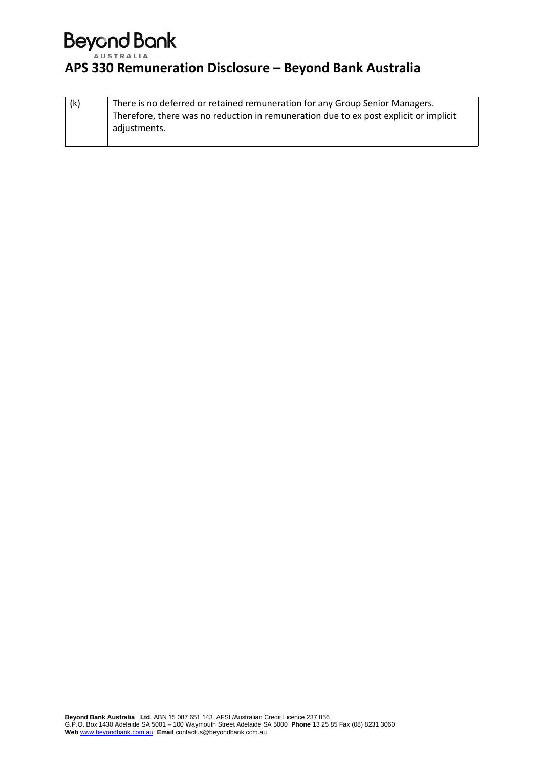| | |
|---|---|
| (k) | There is no deferred or retained remuneration for any Group Senior Managers. Therefore, there was no reduction in remuneration due to ex post explicit or implicit adjustments. |